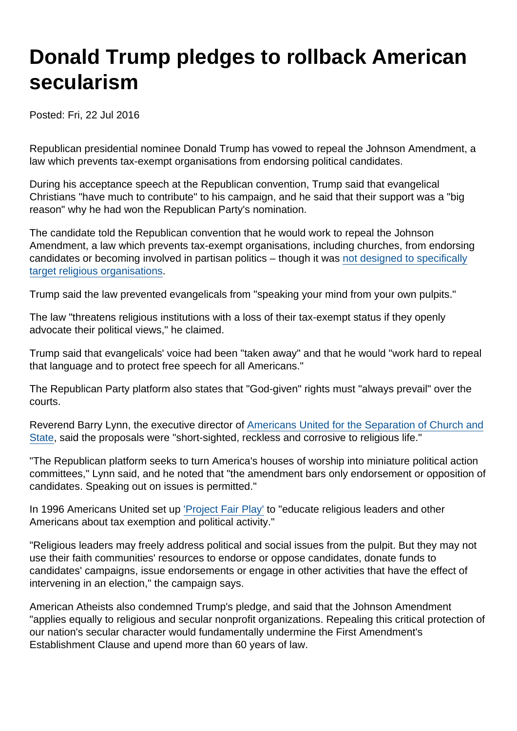# Donald Trump pledges to rollback American secularism

Posted: Fri, 22 Jul 2016

Republican presidential nominee Donald Trump has vowed to repeal the Johnson Amendment, a law which prevents tax-exempt organisations from endorsing political candidates.

During his acceptance speech at the Republican convention, Trump said that evangelical Christians "have much to contribute" to his campaign, and he said that their support was a "big reason" why he had won the Republican Party's nomination.

The candidate told the Republican convention that he would work to repeal the Johnson Amendment, a law which prevents tax-exempt organisations, including churches, from endorsing candidates or becoming involved in partisan politics – though it was not designed to specifically target religious organisations.

Trump said the law prevented evangelicals from "speaking your mind from your own pulpits."

The law "threatens religious institutions with a loss of their tax-exempt status if they openly advocate their political views," he claimed.

Trump said that evangelicals' voice had been "taken away" and that he would "work hard to repeal that language and to protect free speech for all Americans."

The Republican Party platform also states that "God-given" rights must "always prevail" over the courts.

Reverend Barry Lynn, the executive director of Americans United for the Separation of Church and State, said the proposals were "short-sighted, reckless and corrosive to religious life."

"The Republican platform seeks to turn America's houses of worship into miniature political action committees," Lynn said, and he noted that "the amendment bars only endorsement or opposition of candidates. Speaking out on issues is permitted."

In 1996 Americans United set up 'Project Fair Play' to "educate religious leaders and other Americans about tax exemption and political activity."

"Religious leaders may freely address political and social issues from the pulpit. But they may not use their faith communities' resources to endorse or oppose candidates, donate funds to candidates' campaigns, issue endorsements or engage in other activities that have the effect of intervening in an election," the campaign says.

American Atheists also condemned Trump's pledge, and said that the Johnson Amendment "applies equally to religious and secular nonprofit organizations. Repealing this critical protection of our nation's secular character would fundamentally undermine the First Amendment's Establishment Clause and upend more than 60 years of law.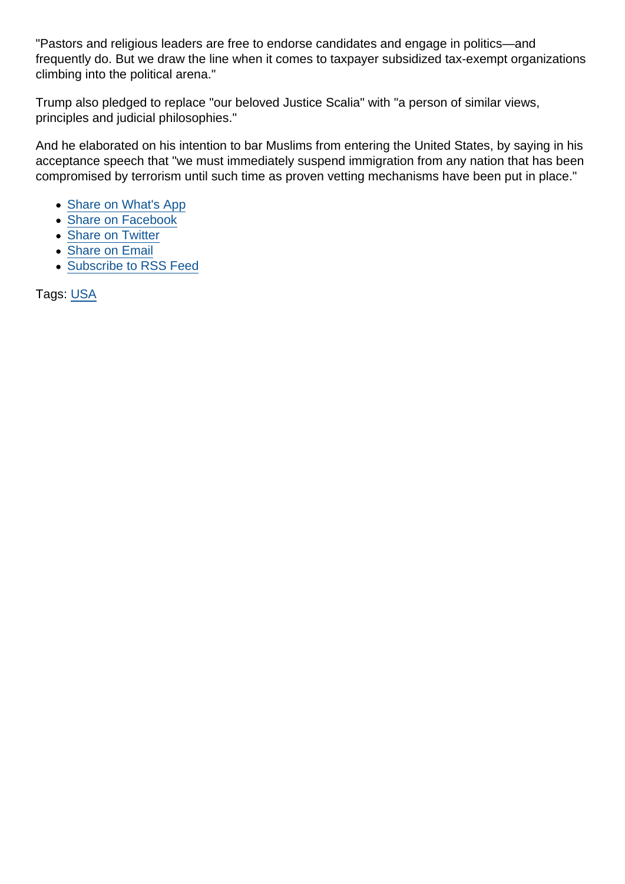"Pastors and religious leaders are free to endorse candidates and engage in politics—and frequently do. But we draw the line when it comes to taxpayer subsidized tax-exempt organizations climbing into the political arena."

Trump also pledged to replace "our beloved Justice Scalia" with "a person of similar views, principles and judicial philosophies."

And he elaborated on his intention to bar Muslims from entering the United States, by saying in his acceptance speech that "we must immediately suspend immigration from any nation that has been compromised by terrorism until such time as proven vetting mechanisms have been put in place."

- Share on What's App
- Share on Facebook
- Share on Twitter
- Share on Email
- Subscribe to RSS Feed

Tags: USA